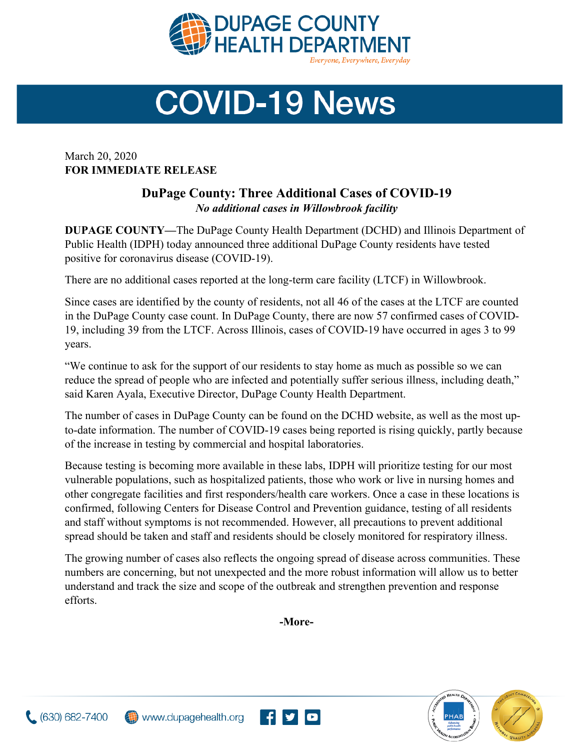DUPAGE COUNTY HEALTH DEPARTMENT

*Everyone, Everywhere, Everyday*

# COVID-19 News

March 20, 2020
**FOR IMMEDIATE RELEASE**

## DuPage County: Three Additional Cases of COVID-19

***No additional cases in Willowbrook facility***

**DUPAGE COUNTY**—The DuPage County Health Department (DCHD) and Illinois Department of Public Health (IDPH) today announced three additional DuPage County residents have tested positive for coronavirus disease (COVID-19).

There are no additional cases reported at the long-term care facility (LTCF) in Willowbrook.

Since cases are identified by the county of residents, not all 46 of the cases at the LTCF are counted in the DuPage County case count. In DuPage County, there are now 57 confirmed cases of COVID-19, including 39 from the LTCF. Across Illinois, cases of COVID-19 have occurred in ages 3 to 99 years.

"We continue to ask for the support of our residents to stay home as much as possible so we can reduce the spread of people who are infected and potentially suffer serious illness, including death," said Karen Ayala, Executive Director, DuPage County Health Department.

The number of cases in DuPage County can be found on the DCHD website, as well as the most up-to-date information. The number of COVID-19 cases being reported is rising quickly, partly because of the increase in testing by commercial and hospital laboratories.

Because testing is becoming more available in these labs, IDPH will prioritize testing for our most vulnerable populations, such as hospitalized patients, those who work or live in nursing homes and other congregate facilities and first responders/health care workers. Once a case in these locations is confirmed, following Centers for Disease Control and Prevention guidance, testing of all residents and staff without symptoms is not recommended. However, all precautions to prevent additional spread should be taken and staff and residents should be closely monitored for respiratory illness.

The growing number of cases also reflects the ongoing spread of disease across communities. These numbers are concerning, but not unexpected and the more robust information will allow us to better understand and track the size and scope of the outbreak and strengthen prevention and response efforts.

**-More-**

(630) 682-7400 www.dupagehealth.org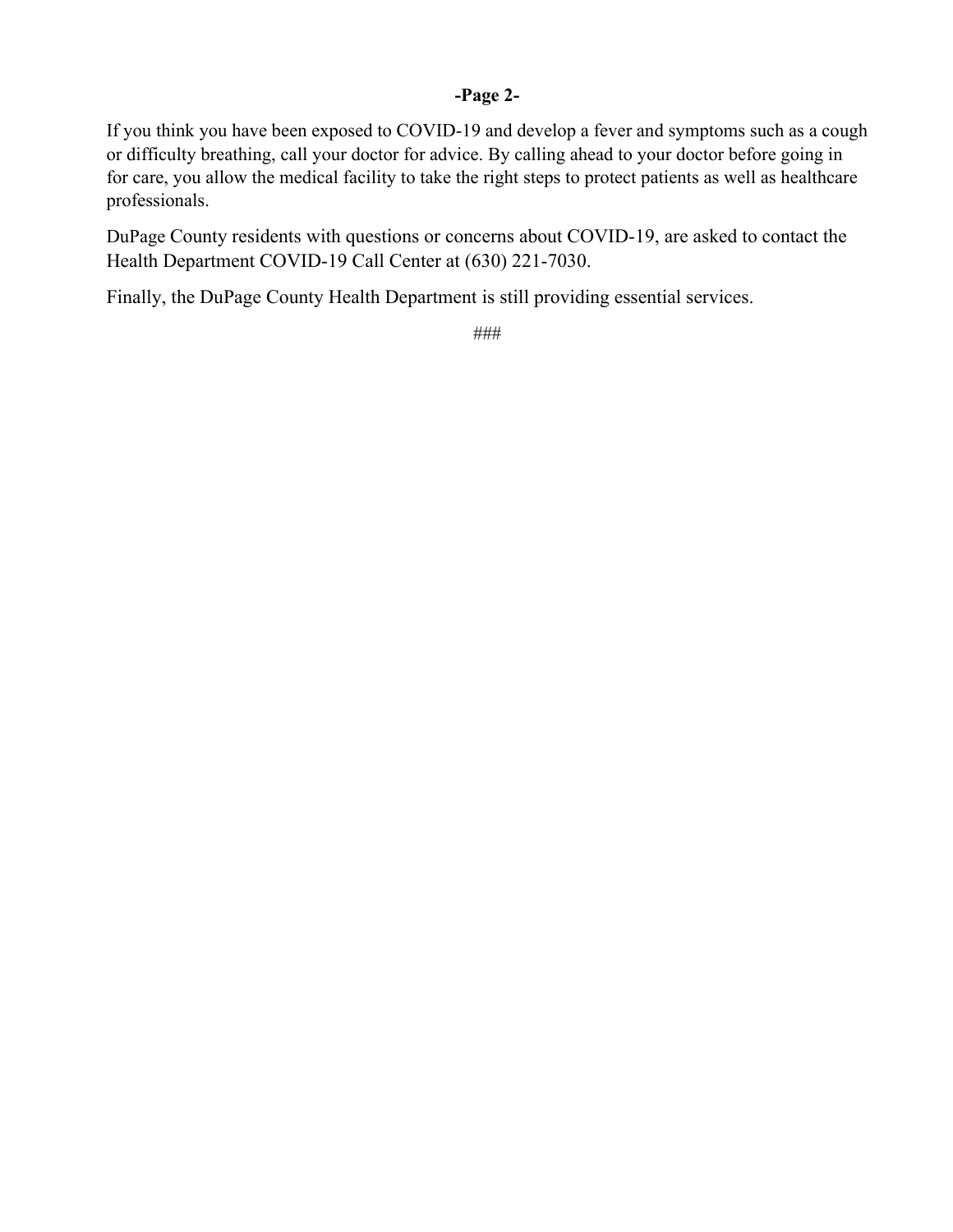If you think you have been exposed to COVID-19 and develop a fever and symptoms such as a cough or difficulty breathing, call your doctor for advice. By calling ahead to your doctor before going in for care, you allow the medical facility to take the right steps to protect patients as well as healthcare professionals.

DuPage County residents with questions or concerns about COVID-19, are asked to contact the Health Department COVID-19 Call Center at (630) 221-7030.

Finally, the DuPage County Health Department is still providing essential services.

###